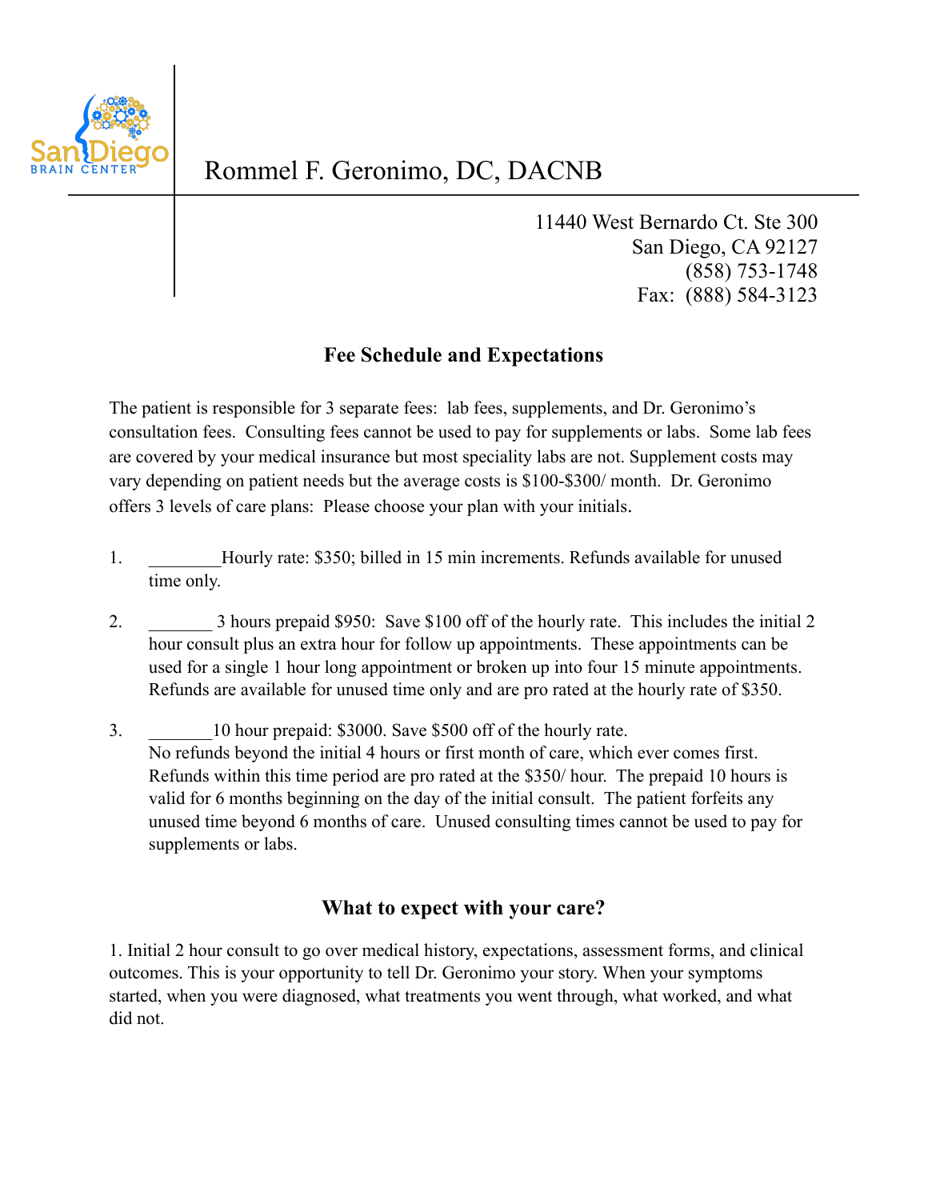San Diego BRAIN CENTER

# Rommel F. Geronimo, DC, DACNB

11440 West Bernardo Ct. Ste 300
San Diego, CA 92127
(858) 753-1748
Fax: (888) 584-3123

## Fee Schedule and Expectations

The patient is responsible for 3 separate fees: lab fees, supplements, and Dr. Geronimo's consultation fees. Consulting fees cannot be used to pay for supplements or labs. Some lab fees are covered by your medical insurance but most speciality labs are not. Supplement costs may vary depending on patient needs but the average costs is $100-$300/ month. Dr. Geronimo offers 3 levels of care plans: Please choose your plan with your initials.

1. ________Hourly rate: $350; billed in 15 min increments. Refunds available for unused time only.
2. _______ 3 hours prepaid $950: Save $100 off of the hourly rate. This includes the initial 2 hour consult plus an extra hour for follow up appointments. These appointments can be used for a single 1 hour long appointment or broken up into four 15 minute appointments. Refunds are available for unused time only and are pro rated at the hourly rate of $350.
3. _______10 hour prepaid: $3000. Save $500 off of the hourly rate. No refunds beyond the initial 4 hours or first month of care, which ever comes first. Refunds within this time period are pro rated at the $350/ hour. The prepaid 10 hours is valid for 6 months beginning on the day of the initial consult. The patient forfeits any unused time beyond 6 months of care. Unused consulting times cannot be used to pay for supplements or labs.

## What to expect with your care?

1. Initial 2 hour consult to go over medical history, expectations, assessment forms, and clinical outcomes. This is your opportunity to tell Dr. Geronimo your story. When your symptoms started, when you were diagnosed, what treatments you went through, what worked, and what did not.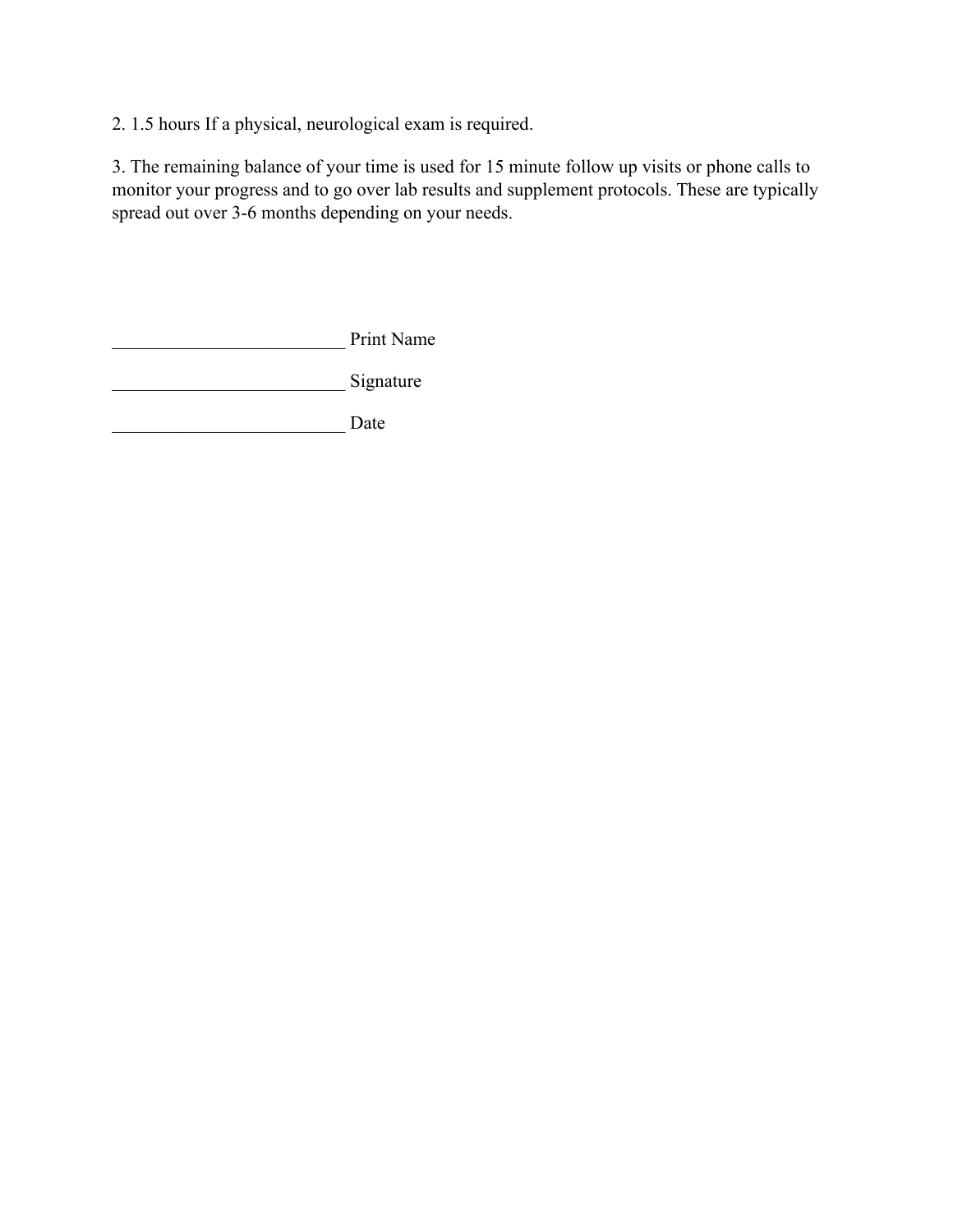2. 1.5 hours If a physical, neurological exam is required.

3. The remaining balance of your time is used for 15 minute follow up visits or phone calls to monitor your progress and to go over lab results and supplement protocols. These are typically spread out over 3-6 months depending on your needs.

__________________________ Print Name

__________________________ Signature

__________________________ Date